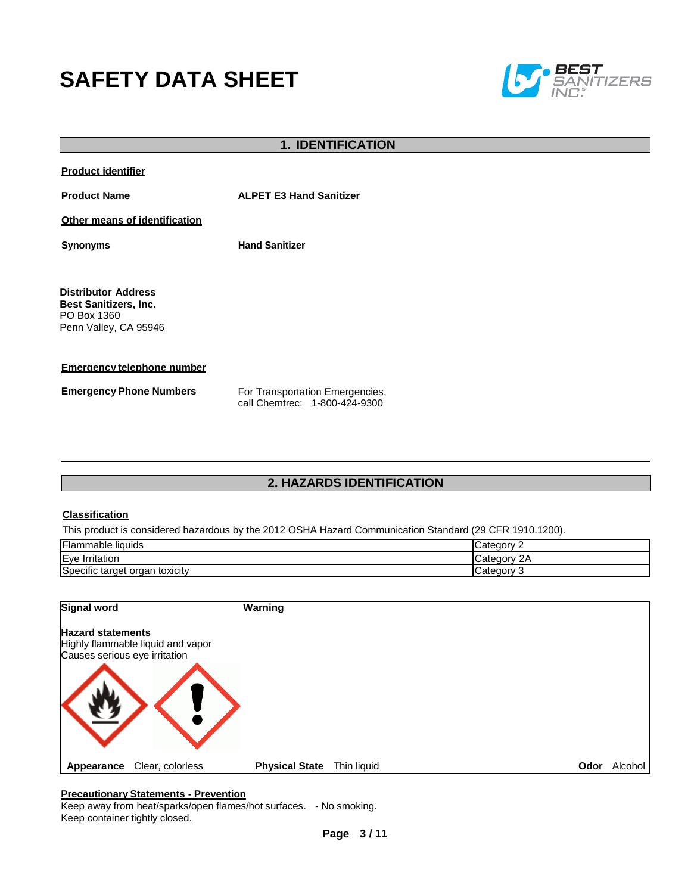# SAFETY DATA SHEET

BEST SANITIZERS INC.

## 1. IDENTIFICATION

**Product identifier**

**Product Name** — **ALPET E3 Hand Sanitizer**

**Other means of identification**

**Synonyms** — **Hand Sanitizer**

**Distributor Address**
**Best Sanitizers, Inc.**
PO Box 1360
Penn Valley, CA 95946

**Emergency telephone number**

**Emergency Phone Numbers** — For Transportation Emergencies, call Chemtrec: 1-800-424-9300

## 2. HAZARDS IDENTIFICATION

**Classification**

This product is considered hazardous by the 2012 OSHA Hazard Communication Standard (29 CFR 1910.1200).

| Hazard | Category |
|---|---|
| Flammable liquids | Category 2 |
| Eye Irritation | Category 2A |
| Specific target organ toxicity | Category 3 |

**Signal word** — **Warning**

**Hazard statements**
Highly flammable liquid and vapor
Causes serious eye irritation

**Appearance** Clear, colorless **Physical State** Thin liquid **Odor** Alcohol

**Precautionary Statements - Prevention**
Keep away from heat/sparks/open flames/hot surfaces. - No smoking.
Keep container tightly closed.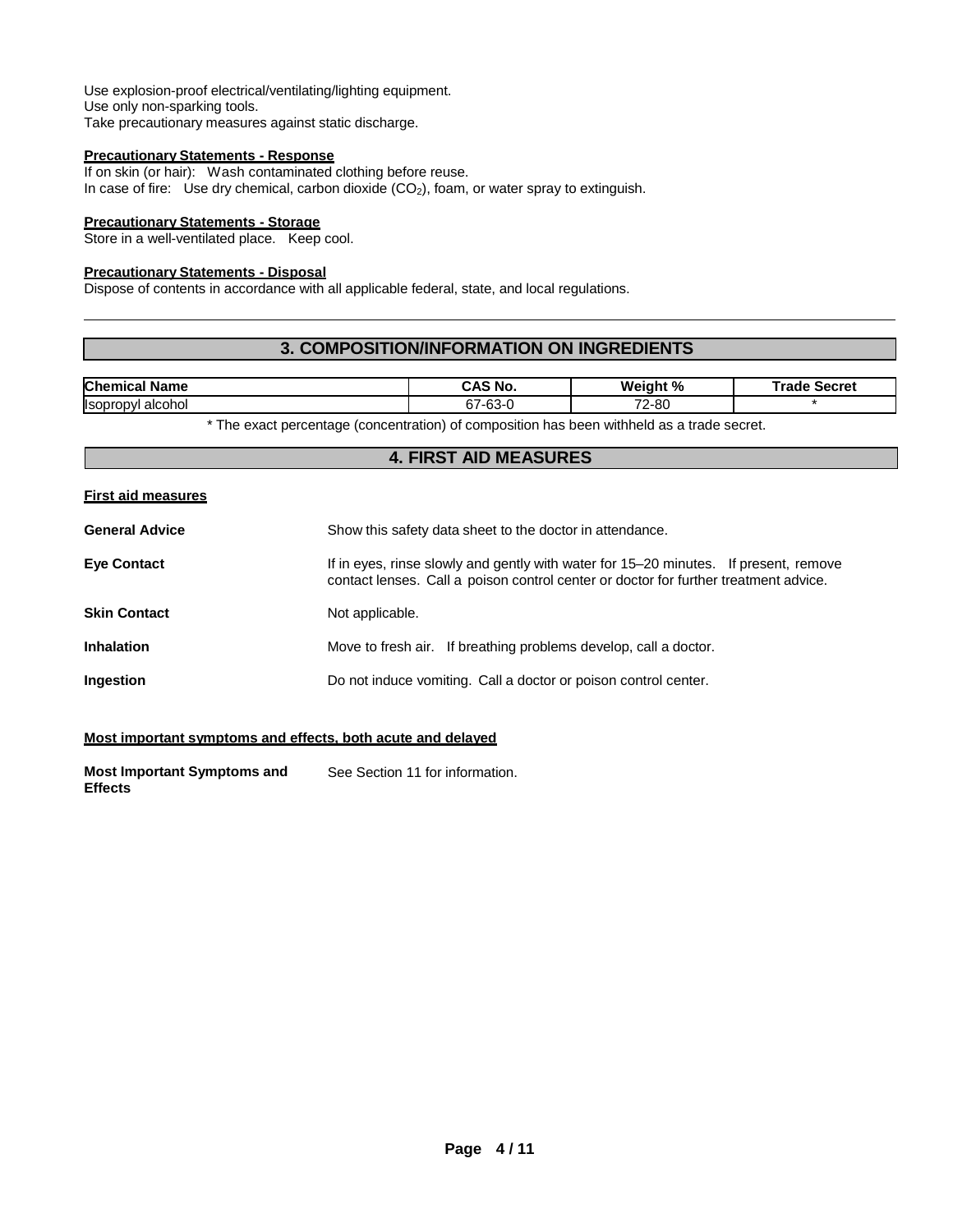Use explosion-proof electrical/ventilating/lighting equipment.
Use only non-sparking tools.
Take precautionary measures against static discharge.

**Precautionary Statements - Response**

If on skin (or hair): Wash contaminated clothing before reuse.
In case of fire: Use dry chemical, carbon dioxide ($CO_2$), foam, or water spray to extinguish.

**Precautionary Statements - Storage**

Store in a well-ventilated place. Keep cool.

**Precautionary Statements - Disposal**

Dispose of contents in accordance with all applicable federal, state, and local regulations.

## 3. COMPOSITION/INFORMATION ON INGREDIENTS

| Chemical Name | CAS No. | Weight % | Trade Secret |
|---|---|---|---|
| Isopropyl alcohol | 67-63-0 | 72-80 | * |

* The exact percentage (concentration) of composition has been withheld as a trade secret.

## 4. FIRST AID MEASURES

**First aid measures**

**General Advice** Show this safety data sheet to the doctor in attendance.

**Eye Contact** If in eyes, rinse slowly and gently with water for 15–20 minutes. If present, remove contact lenses. Call a poison control center or doctor for further treatment advice.

**Skin Contact** Not applicable.

**Inhalation** Move to fresh air. If breathing problems develop, call a doctor.

**Ingestion** Do not induce vomiting. Call a doctor or poison control center.

**Most important symptoms and effects, both acute and delayed**

**Most Important Symptoms and Effects** See Section 11 for information.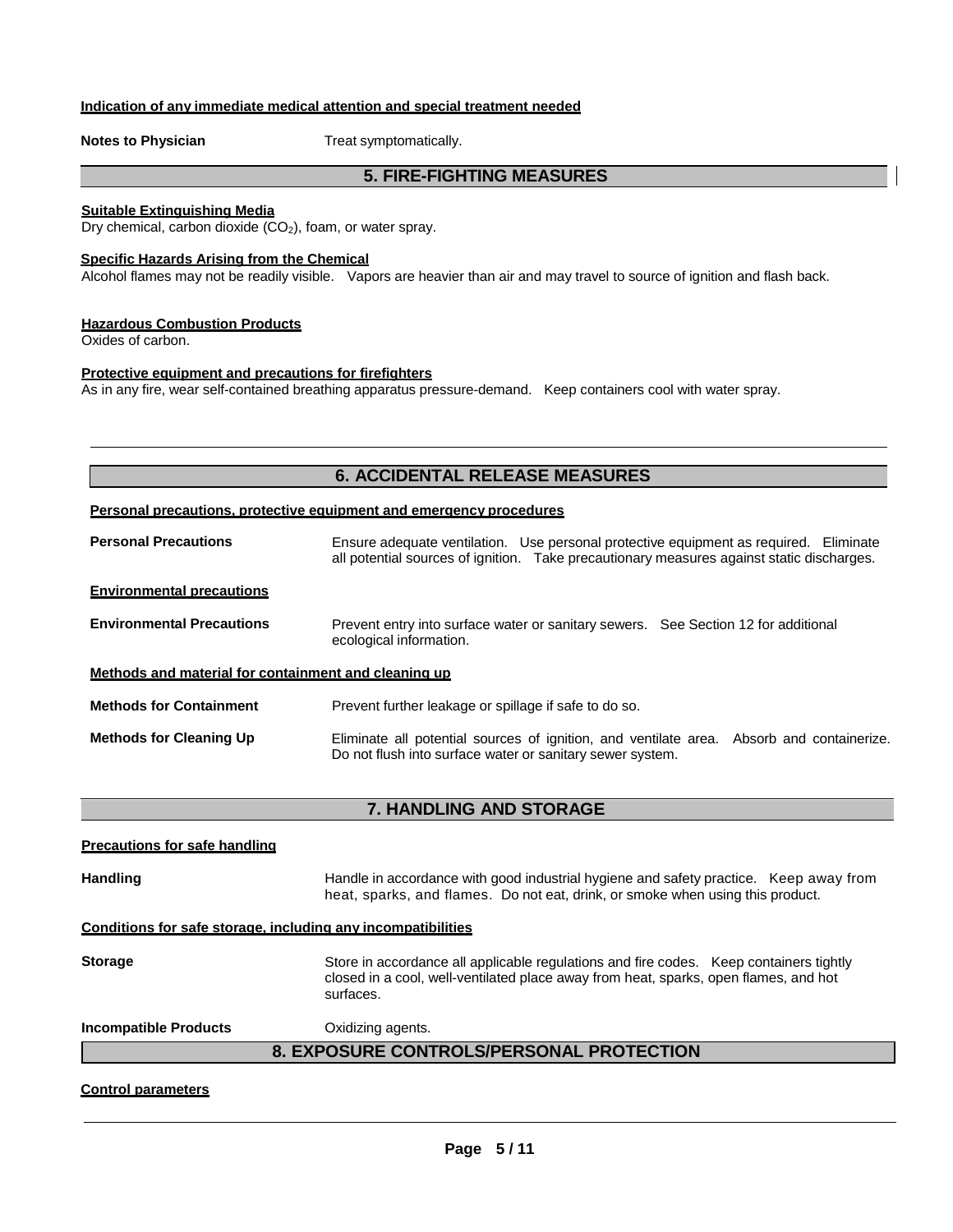**Indication of any immediate medical attention and special treatment needed**

**Notes to Physician** Treat symptomatically.

## 5. FIRE-FIGHTING MEASURES

**Suitable Extinguishing Media**

Dry chemical, carbon dioxide ($CO_2$), foam, or water spray.

**Specific Hazards Arising from the Chemical**

Alcohol flames may not be readily visible. Vapors are heavier than air and may travel to source of ignition and flash back.

**Hazardous Combustion Products**

Oxides of carbon.

**Protective equipment and precautions for firefighters**

As in any fire, wear self-contained breathing apparatus pressure-demand. Keep containers cool with water spray.

## 6. ACCIDENTAL RELEASE MEASURES

**Personal precautions, protective equipment and emergency procedures**

**Personal Precautions** Ensure adequate ventilation. Use personal protective equipment as required. Eliminate all potential sources of ignition. Take precautionary measures against static discharges.

**Environmental precautions**

**Environmental Precautions** Prevent entry into surface water or sanitary sewers. See Section 12 for additional ecological information.

**Methods and material for containment and cleaning up**

**Methods for Containment** Prevent further leakage or spillage if safe to do so.

**Methods for Cleaning Up** Eliminate all potential sources of ignition, and ventilate area. Absorb and containerize. Do not flush into surface water or sanitary sewer system.

## 7. HANDLING AND STORAGE

**Precautions for safe handling**

**Handling** Handle in accordance with good industrial hygiene and safety practice. Keep away from heat, sparks, and flames. Do not eat, drink, or smoke when using this product.

**Conditions for safe storage, including any incompatibilities**

**Storage** Store in accordance all applicable regulations and fire codes. Keep containers tightly closed in a cool, well-ventilated place away from heat, sparks, open flames, and hot surfaces.

**Incompatible Products** Oxidizing agents.

## 8. EXPOSURE CONTROLS/PERSONAL PROTECTION

**Control parameters**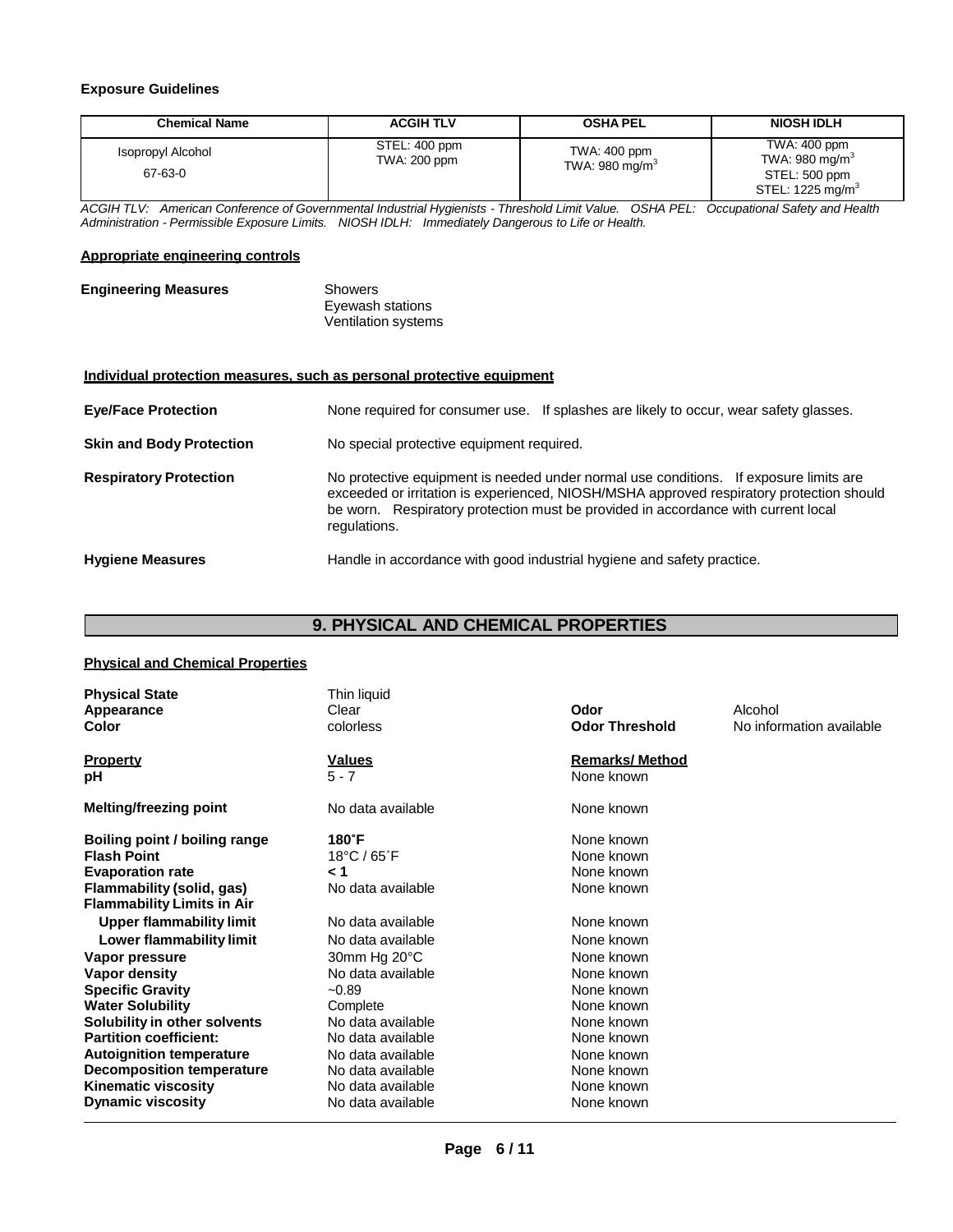**Exposure Guidelines**

| Chemical Name | ACGIH TLV | OSHA PEL | NIOSH IDLH |
|---|---|---|---|
| Isopropyl Alcohol<br>67-63-0 | STEL: 400 ppm<br>TWA: 200 ppm | TWA: 400 ppm<br>TWA: 980 $mg/m^3$ | TWA: 400 ppm<br>TWA: 980 $mg/m^3$<br>STEL: 500 ppm<br>STEL: 1225 $mg/m^3$ |

*ACGIH TLV: American Conference of Governmental Industrial Hygienists - Threshold Limit Value. OSHA PEL: Occupational Safety and Health Administration - Permissible Exposure Limits. NIOSH IDLH: Immediately Dangerous to Life or Health.*

**Appropriate engineering controls**

**Engineering Measures**
- Showers
- Eyewash stations
- Ventilation systems

**Individual protection measures, such as personal protective equipment**

**Eye/Face Protection** — None required for consumer use. If splashes are likely to occur, wear safety glasses.

**Skin and Body Protection** — No special protective equipment required.

**Respiratory Protection** — No protective equipment is needed under normal use conditions. If exposure limits are exceeded or irritation is experienced, NIOSH/MSHA approved respiratory protection should be worn. Respiratory protection must be provided in accordance with current local regulations.

**Hygiene Measures** — Handle in accordance with good industrial hygiene and safety practice.

## 9. PHYSICAL AND CHEMICAL PROPERTIES

**Physical and Chemical Properties**

| | | | |
|---|---|---|---|
| **Physical State** | Thin liquid | | |
| **Appearance** | Clear | **Odor** | Alcohol |
| **Color** | colorless | **Odor Threshold** | No information available |

| **Property** | **Values** | **Remarks/ Method** |
|---|---|---|
| **pH** | 5 - 7 | None known |
| **Melting/freezing point** | No data available | None known |
| **Boiling point / boiling range** | **180˚F** | None known |
| **Flash Point** | 18°C / 65˚F | None known |
| **Evaporation rate** | **< 1** | None known |
| **Flammability (solid, gas)** | No data available | None known |
| **Flammability Limits in Air** | | |
| **Upper flammability limit** | No data available | None known |
| **Lower flammability limit** | No data available | None known |
| **Vapor pressure** | 30mm Hg 20°C | None known |
| **Vapor density** | No data available | None known |
| **Specific Gravity** | ~0.89 | None known |
| **Water Solubility** | Complete | None known |
| **Solubility in other solvents** | No data available | None known |
| **Partition coefficient:** | No data available | None known |
| **Autoignition temperature** | No data available | None known |
| **Decomposition temperature** | No data available | None known |
| **Kinematic viscosity** | No data available | None known |
| **Dynamic viscosity** | No data available | None known |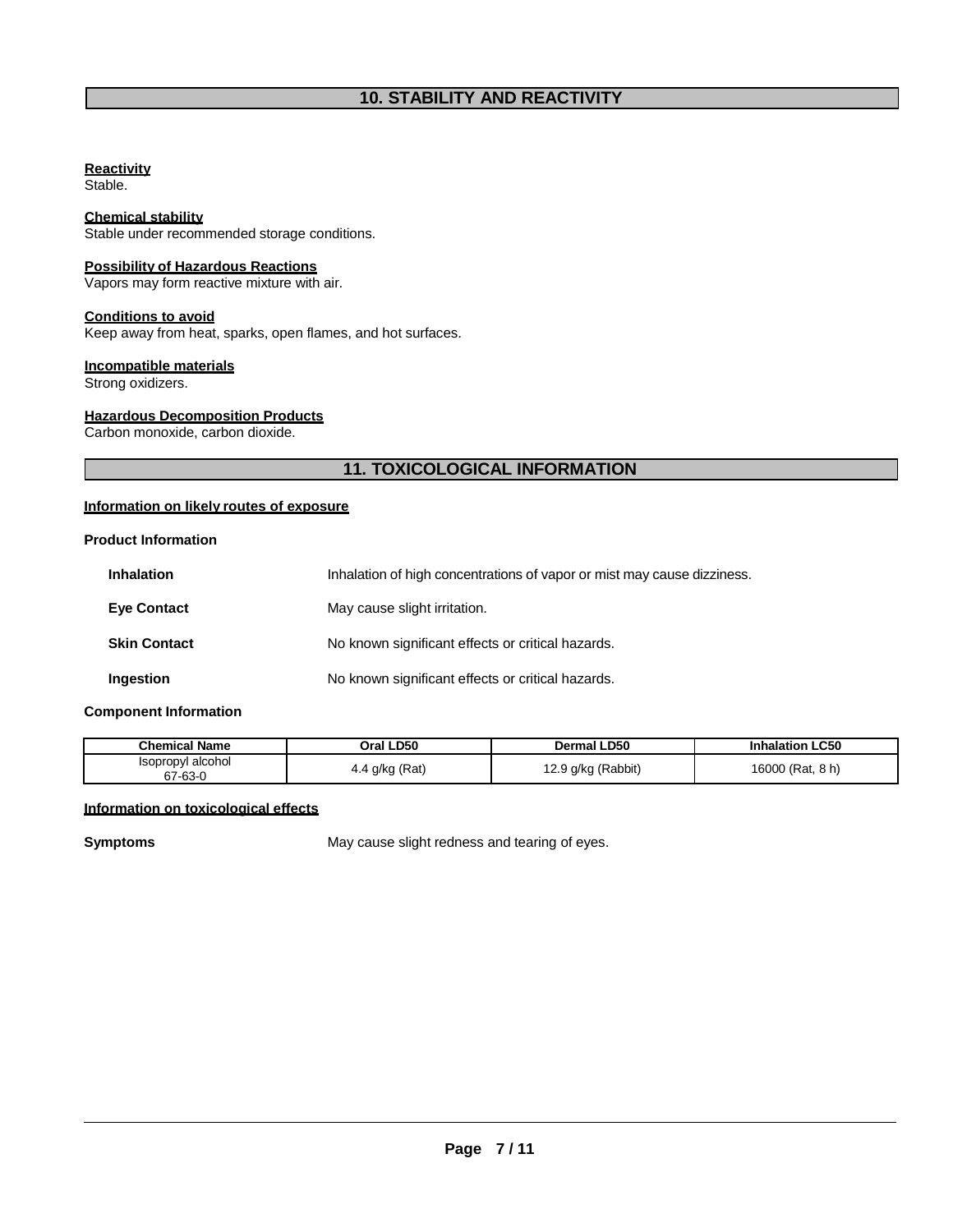## 10. STABILITY AND REACTIVITY

**Reactivity**
Stable.

**Chemical stability**
Stable under recommended storage conditions.

**Possibility of Hazardous Reactions**
Vapors may form reactive mixture with air.

**Conditions to avoid**
Keep away from heat, sparks, open flames, and hot surfaces.

**Incompatible materials**
Strong oxidizers.

**Hazardous Decomposition Products**
Carbon monoxide, carbon dioxide.

## 11. TOXICOLOGICAL INFORMATION

**Information on likely routes of exposure**

**Product Information**

| | |
|---|---|
| **Inhalation** | Inhalation of high concentrations of vapor or mist may cause dizziness. |
| **Eye Contact** | May cause slight irritation. |
| **Skin Contact** | No known significant effects or critical hazards. |
| **Ingestion** | No known significant effects or critical hazards. |

**Component Information**

| Chemical Name | Oral LD50 | Dermal LD50 | Inhalation LC50 |
|---|---|---|---|
| Isopropyl alcohol 67-63-0 | 4.4 g/kg (Rat) | 12.9 g/kg (Rabbit) | 16000 (Rat, 8 h) |

**Information on toxicological effects**

**Symptoms** May cause slight redness and tearing of eyes.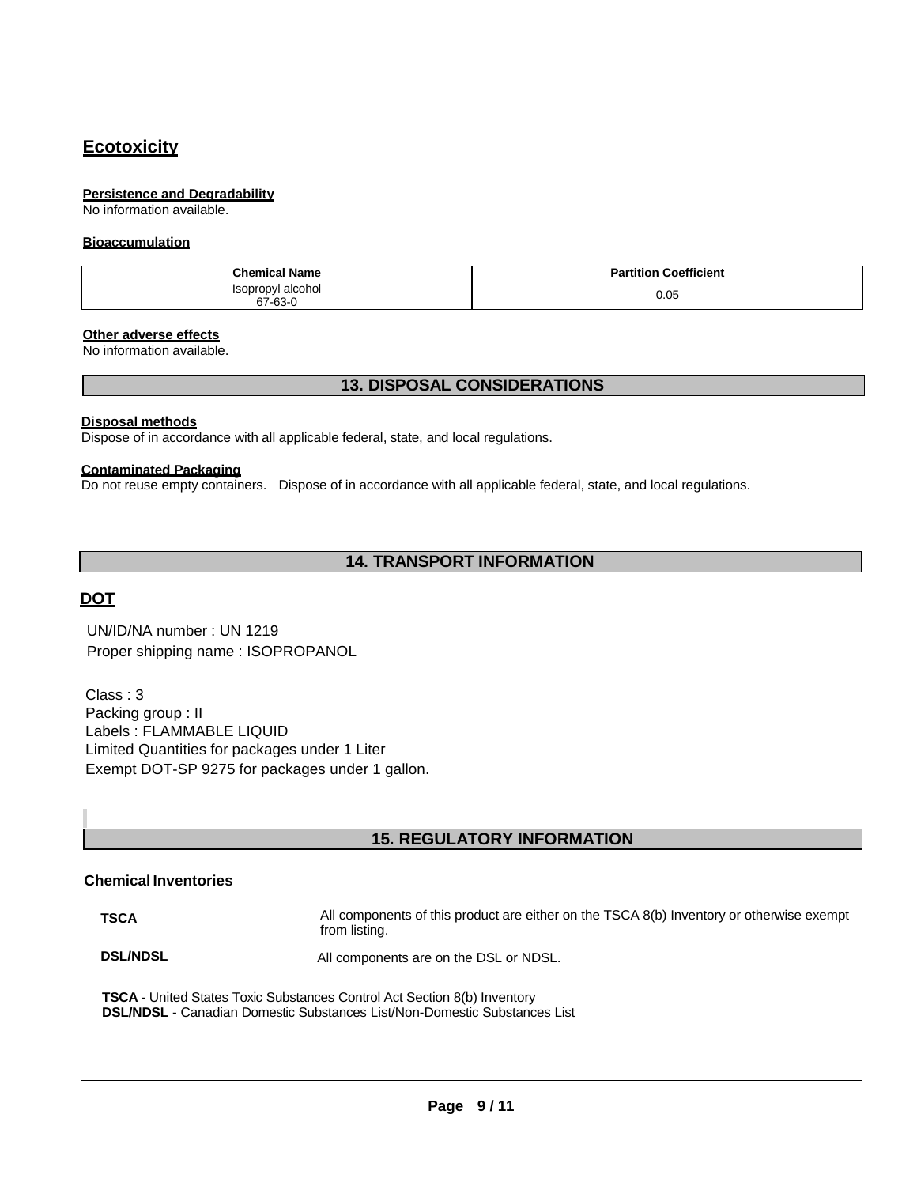## Ecotoxicity

### Persistence and Degradability

No information available.

### Bioaccumulation

| Chemical Name | Partition Coefficient |
|---|---|
| Isopropyl alcohol<br>67-63-0 | 0.05 |

### Other adverse effects

No information available.

## 13. DISPOSAL CONSIDERATIONS

### Disposal methods

Dispose of in accordance with all applicable federal, state, and local regulations.

### Contaminated Packaging

Do not reuse empty containers. Dispose of in accordance with all applicable federal, state, and local regulations.

## 14. TRANSPORT INFORMATION

### DOT

UN/ID/NA number : UN 1219
Proper shipping name : ISOPROPANOL

Class : 3
Packing group : II
Labels : FLAMMABLE LIQUID
Limited Quantities for packages under 1 Liter
Exempt DOT-SP 9275 for packages under 1 gallon.

## 15. REGULATORY INFORMATION

### Chemical Inventories

| | |
|---|---|
| **TSCA** | All components of this product are either on the TSCA 8(b) Inventory or otherwise exempt from listing. |
| **DSL/NDSL** | All components are on the DSL or NDSL. |

**TSCA** - United States Toxic Substances Control Act Section 8(b) Inventory
**DSL/NDSL** - Canadian Domestic Substances List/Non-Domestic Substances List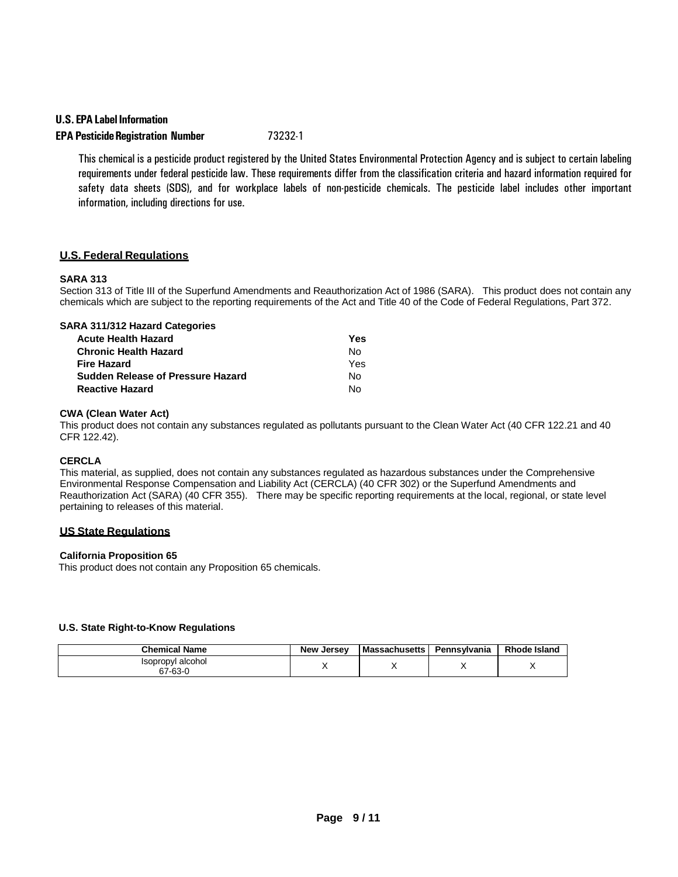**U.S. EPA Label Information**

**EPA Pesticide Registration Number** 73232-1

This chemical is a pesticide product registered by the United States Environmental Protection Agency and is subject to certain labeling requirements under federal pesticide law. These requirements differ from the classification criteria and hazard information required for safety data sheets (SDS), and for workplace labels of non-pesticide chemicals. The pesticide label includes other important information, including directions for use.

## U.S. Federal Regulations

**SARA 313**

Section 313 of Title III of the Superfund Amendments and Reauthorization Act of 1986 (SARA). This product does not contain any chemicals which are subject to the reporting requirements of the Act and Title 40 of the Code of Federal Regulations, Part 372.

**SARA 311/312 Hazard Categories**

| | |
|---|---|
| **Acute Health Hazard** | **Yes** |
| **Chronic Health Hazard** | No |
| **Fire Hazard** | Yes |
| **Sudden Release of Pressure Hazard** | No |
| **Reactive Hazard** | No |

**CWA (Clean Water Act)**

This product does not contain any substances regulated as pollutants pursuant to the Clean Water Act (40 CFR 122.21 and 40 CFR 122.42).

**CERCLA**

This material, as supplied, does not contain any substances regulated as hazardous substances under the Comprehensive Environmental Response Compensation and Liability Act (CERCLA) (40 CFR 302) or the Superfund Amendments and Reauthorization Act (SARA) (40 CFR 355). There may be specific reporting requirements at the local, regional, or state level pertaining to releases of this material.

## US State Regulations

**California Proposition 65**

This product does not contain any Proposition 65 chemicals.

**U.S. State Right-to-Know Regulations**

| Chemical Name | New Jersey | Massachusetts | Pennsylvania | Rhode Island |
|---|---|---|---|---|
| Isopropyl alcohol 67-63-0 | X | X | X | X |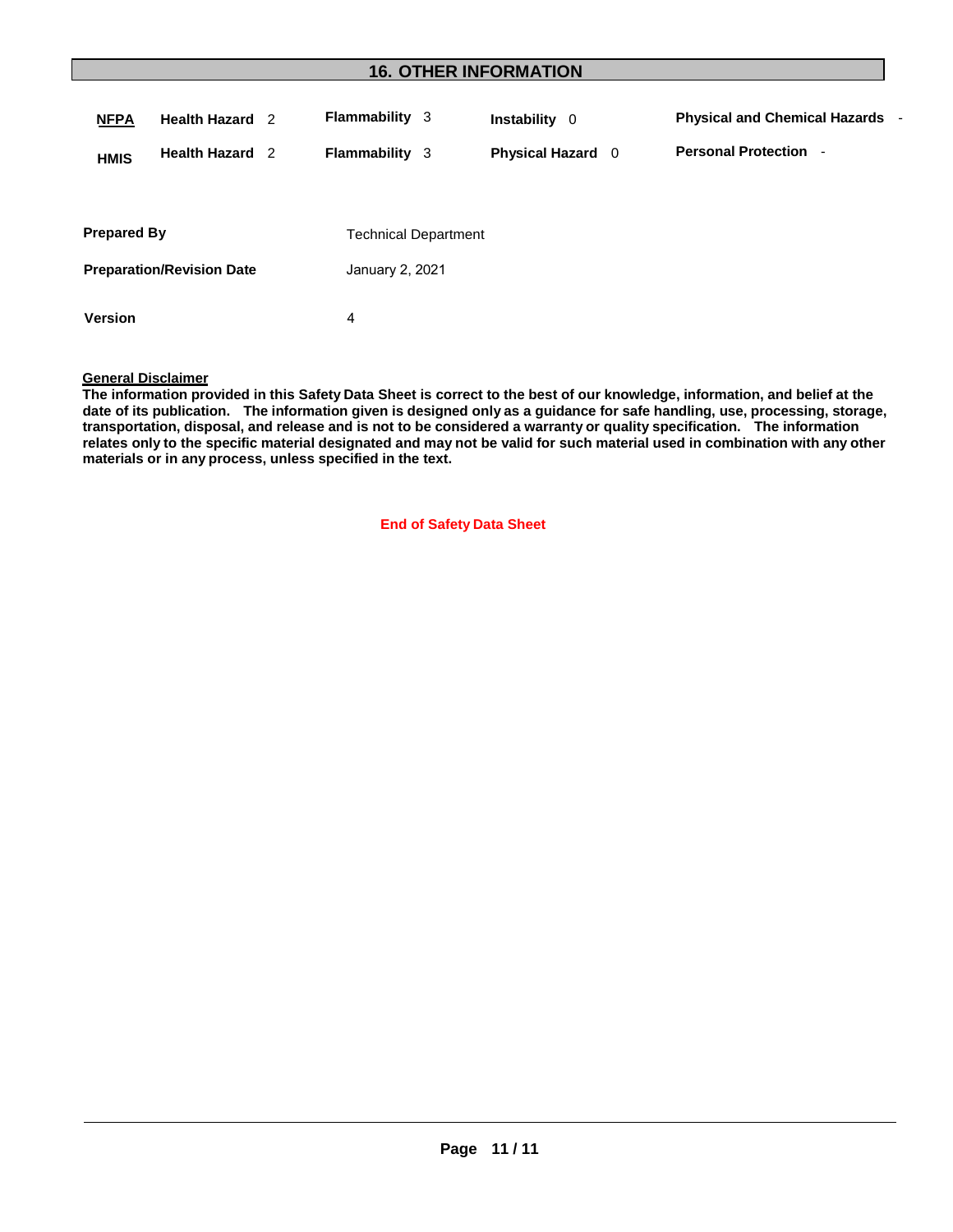## 16. OTHER INFORMATION

| | | | | |
|---|---|---|---|---|
| **NFPA** | **Health Hazard** 2 | **Flammability** 3 | **Instability** 0 | **Physical and Chemical Hazards** - |
| **HMIS** | **Health Hazard** 2 | **Flammability** 3 | **Physical Hazard** 0 | **Personal Protection** - |

| | |
|---|---|
| **Prepared By** | Technical Department |
| **Preparation/Revision Date** | January 2, 2021 |
| **Version** | 4 |

**General Disclaimer**

**The information provided in this Safety Data Sheet is correct to the best of our knowledge, information, and belief at the date of its publication. The information given is designed only as a guidance for safe handling, use, processing, storage, transportation, disposal, and release and is not to be considered a warranty or quality specification. The information relates only to the specific material designated and may not be valid for such material used in combination with any other materials or in any process, unless specified in the text.**

**End of Safety Data Sheet**